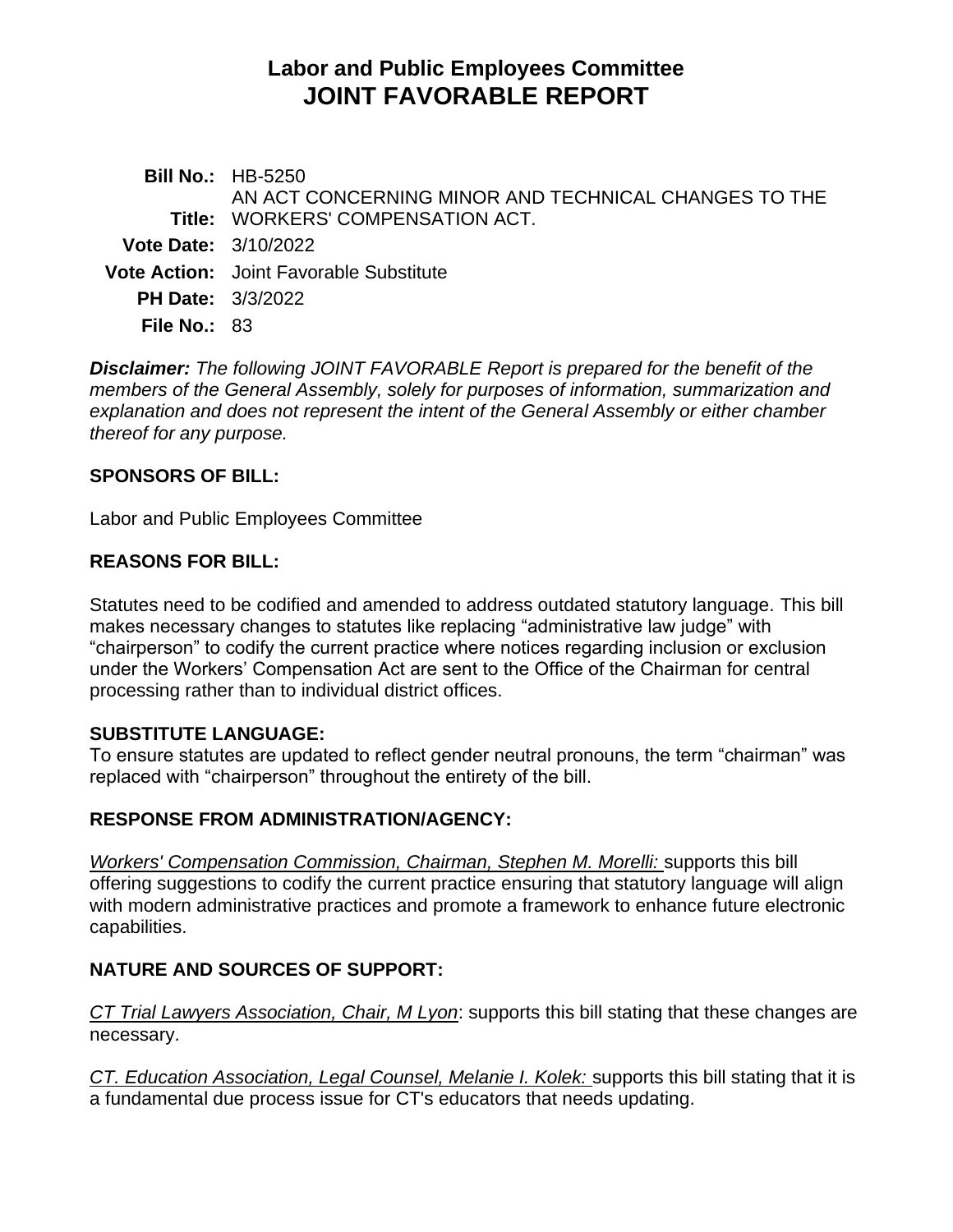# Labor and Public Employees Committee
# JOINT FAVORABLE REPORT

**Bill No.:** HB-5250
**Title:** AN ACT CONCERNING MINOR AND TECHNICAL CHANGES TO THE WORKERS' COMPENSATION ACT.
**Vote Date:** 3/10/2022
**Vote Action:** Joint Favorable Substitute
**PH Date:** 3/3/2022
**File No.:** 83

***Disclaimer:*** *The following JOINT FAVORABLE Report is prepared for the benefit of the members of the General Assembly, solely for purposes of information, summarization and explanation and does not represent the intent of the General Assembly or either chamber thereof for any purpose.*

## SPONSORS OF BILL:

Labor and Public Employees Committee

## REASONS FOR BILL:

Statutes need to be codified and amended to address outdated statutory language. This bill makes necessary changes to statutes like replacing "administrative law judge" with "chairperson" to codify the current practice where notices regarding inclusion or exclusion under the Workers' Compensation Act are sent to the Office of the Chairman for central processing rather than to individual district offices.

## SUBSTITUTE LANGUAGE:

To ensure statutes are updated to reflect gender neutral pronouns, the term "chairman" was replaced with "chairperson" throughout the entirety of the bill.

## RESPONSE FROM ADMINISTRATION/AGENCY:

*Workers' Compensation Commission, Chairman, Stephen M. Morelli:* supports this bill offering suggestions to codify the current practice ensuring that statutory language will align with modern administrative practices and promote a framework to enhance future electronic capabilities.

## NATURE AND SOURCES OF SUPPORT:

*CT Trial Lawyers Association, Chair, M Lyon*: supports this bill stating that these changes are necessary.

*CT. Education Association, Legal Counsel, Melanie I. Kolek:* supports this bill stating that it is a fundamental due process issue for CT's educators that needs updating.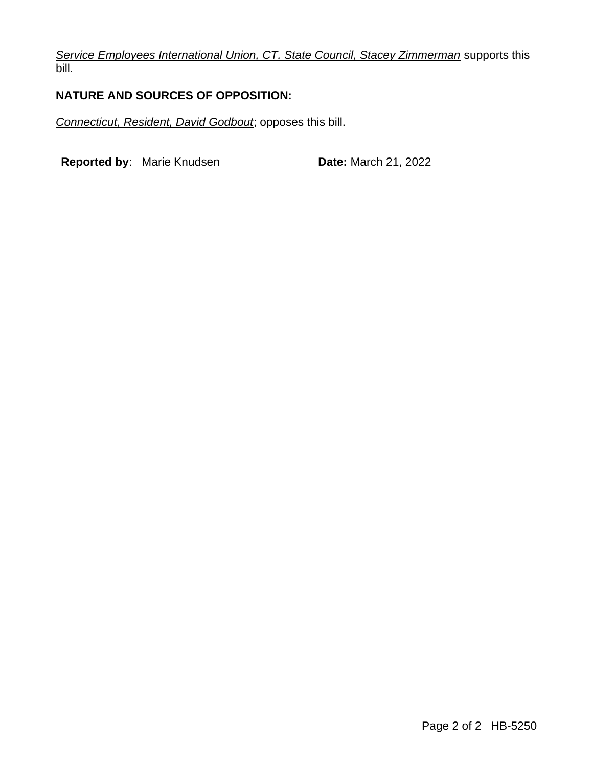*Service Employees International Union, CT. State Council, Stacey Zimmerman* supports this bill.

**NATURE AND SOURCES OF OPPOSITION:**

*Connecticut, Resident, David Godbout*; opposes this bill.

**Reported by**: Marie Knudsen **Date:** March 21, 2022